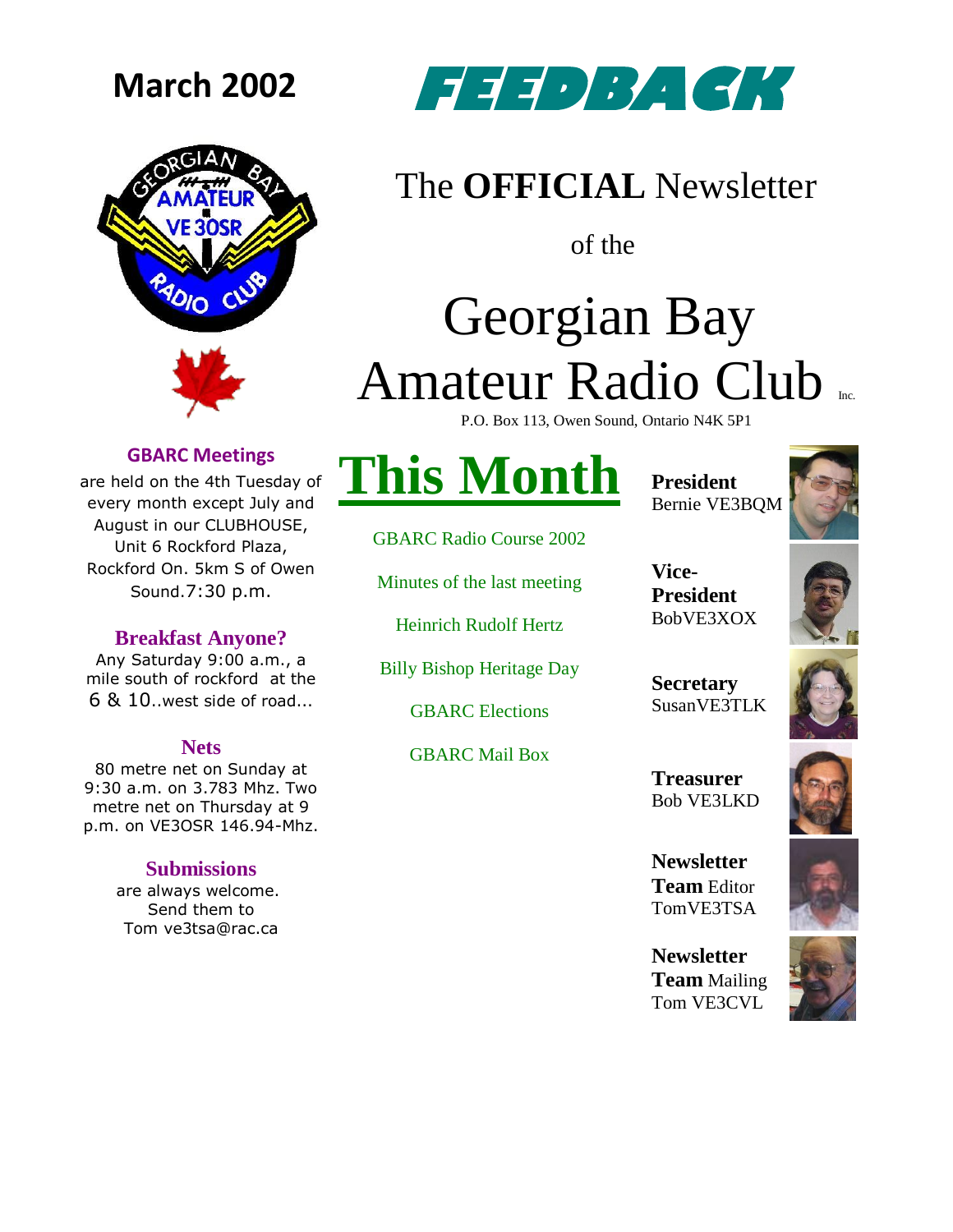**March 2002**

# FEEDBACK

## The **OFFICIAL** Newsletter of the Georgian Bay Amateur Radio Club Inc.

P.O. Box 113, Owen Sound, Ontario N4K 5P1

### GBARC Meetings

are held on the 4th Tuesday of every month except July and August in our CLUBHOUSE, Unit 6 Rockford Plaza, Rockford On. 5km S of Owen Sound.7:30 p.m.

### Breakfast Anyone?

Any Saturday 9:00 a.m., a mile south of rockford at the 6 & 10..west side of road...

### Nets

80 metre net on Sunday at 9:30 a.m. on 3.783 Mhz. Two metre net on Thursday at 9 p.m. on VE3OSR 146.94-Mhz.

### Submissions

are always welcome. Send them to Tom ve3tsa@rac.ca

## This Month

- GBARC Radio Course 2002
- Minutes of the last meeting
- Heinrich Rudolf Hertz
- Billy Bishop Heritage Day
- GBARC Elections
- GBARC Mail Box

**President**
Bernie VE3BQM

**Vice-President**
BobVE3XOX

**Secretary**
SusanVE3TLK

**Treasurer**
Bob VE3LKD

**Newsletter Team** Editor
TomVE3TSA

**Newsletter Team** Mailing
Tom VE3CVL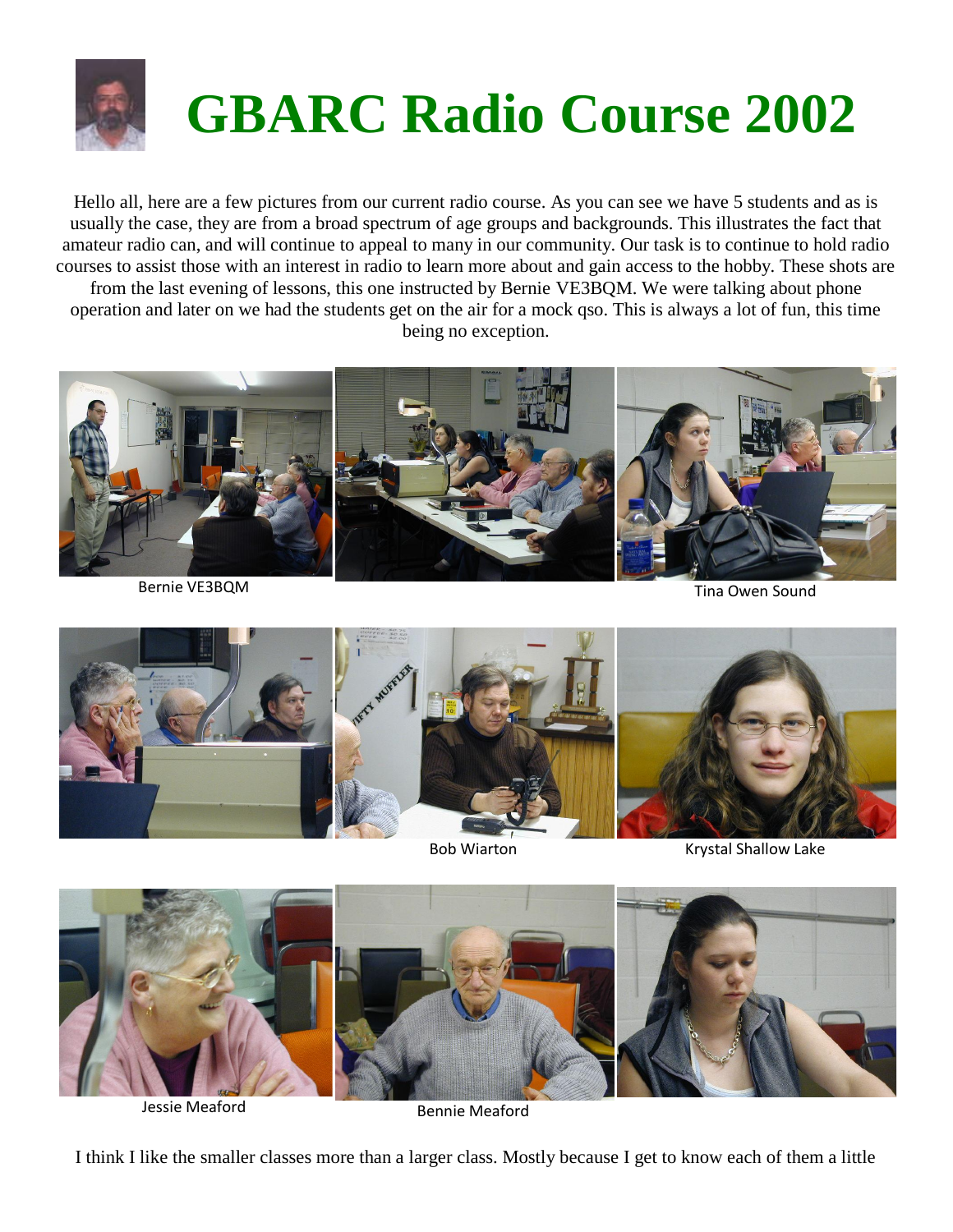# GBARC Radio Course 2002

Hello all, here are a few pictures from our current radio course. As you can see we have 5 students and as is usually the case, they are from a broad spectrum of age groups and backgrounds. This illustrates the fact that amateur radio can, and will continue to appeal to many in our community. Our task is to continue to hold radio courses to assist those with an interest in radio to learn more about and gain access to the hobby. These shots are from the last evening of lessons, this one instructed by Bernie VE3BQM. We were talking about phone operation and later on we had the students get on the air for a mock qso. This is always a lot of fun, this time being no exception.

Bernie VE3BQM

Tina Owen Sound

Bob Wiarton

Krystal Shallow Lake

Jessie Meaford

Bennie Meaford

I think I like the smaller classes more than a larger class. Mostly because I get to know each of them a little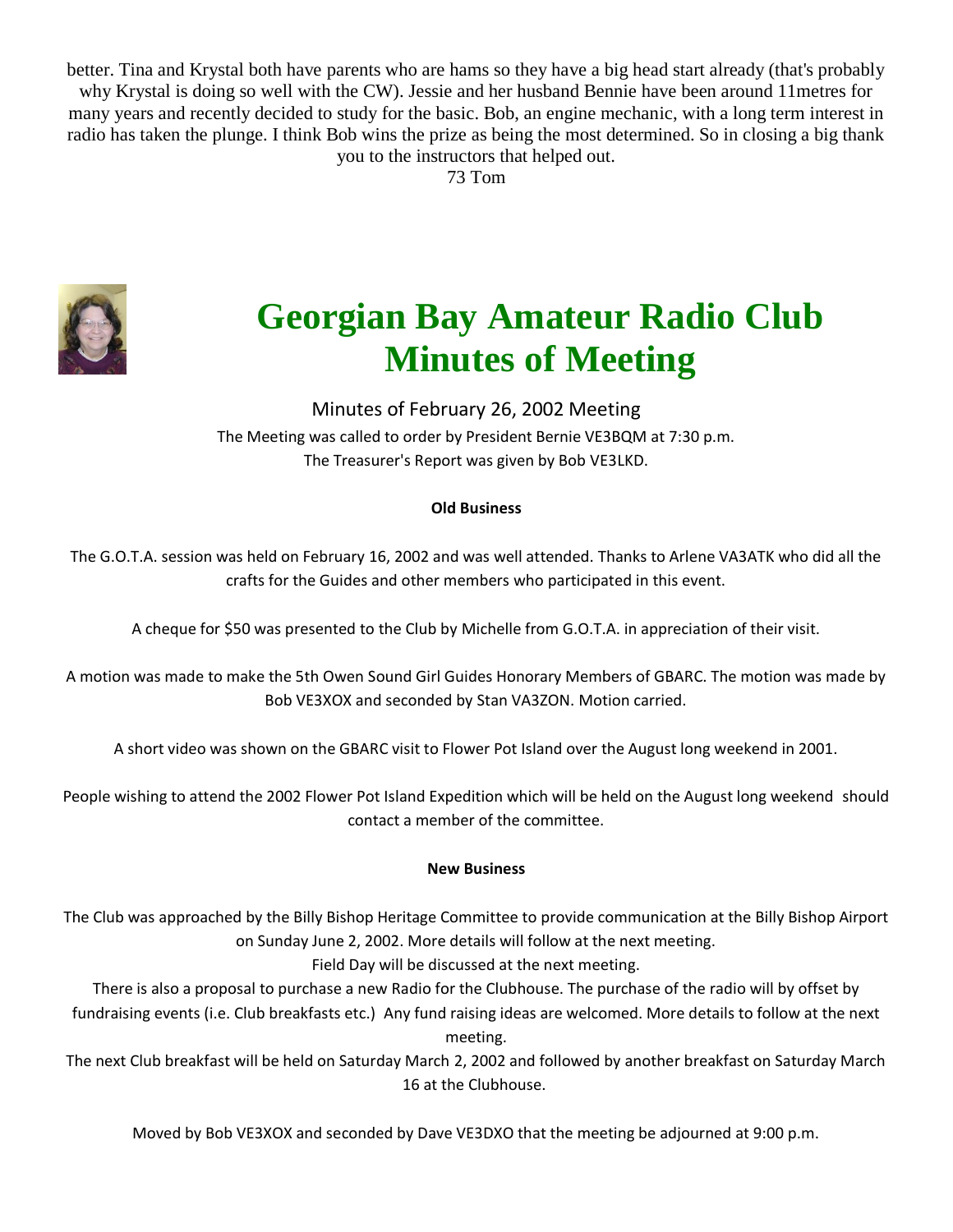better. Tina and Krystal both have parents who are hams so they have a big head start already (that's probably why Krystal is doing so well with the CW). Jessie and her husband Bennie have been around 11metres for many years and recently decided to study for the basic. Bob, an engine mechanic, with a long term interest in radio has taken the plunge. I think Bob wins the prize as being the most determined. So in closing a big thank you to the instructors that helped out.

73 Tom

# Georgian Bay Amateur Radio Club Minutes of Meeting

Minutes of February 26, 2002 Meeting

The Meeting was called to order by President Bernie VE3BQM at 7:30 p.m.

The Treasurer's Report was given by Bob VE3LKD.

**Old Business**

The G.O.T.A. session was held on February 16, 2002 and was well attended. Thanks to Arlene VA3ATK who did all the crafts for the Guides and other members who participated in this event.

A cheque for $50 was presented to the Club by Michelle from G.O.T.A. in appreciation of their visit.

A motion was made to make the 5th Owen Sound Girl Guides Honorary Members of GBARC. The motion was made by Bob VE3XOX and seconded by Stan VA3ZON. Motion carried.

A short video was shown on the GBARC visit to Flower Pot Island over the August long weekend in 2001.

People wishing to attend the 2002 Flower Pot Island Expedition which will be held on the August long weekend should contact a member of the committee.

**New Business**

The Club was approached by the Billy Bishop Heritage Committee to provide communication at the Billy Bishop Airport on Sunday June 2, 2002. More details will follow at the next meeting.

Field Day will be discussed at the next meeting.

There is also a proposal to purchase a new Radio for the Clubhouse. The purchase of the radio will by offset by fundraising events (i.e. Club breakfasts etc.) Any fund raising ideas are welcomed. More details to follow at the next meeting.

The next Club breakfast will be held on Saturday March 2, 2002 and followed by another breakfast on Saturday March 16 at the Clubhouse.

Moved by Bob VE3XOX and seconded by Dave VE3DXO that the meeting be adjourned at 9:00 p.m.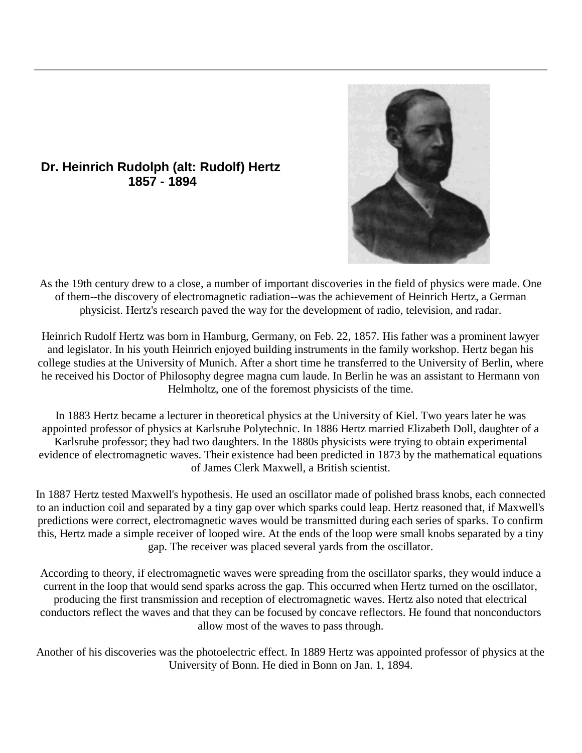## Dr. Heinrich Rudolph (alt: Rudolf) Hertz
## 1857 - 1894

As the 19th century drew to a close, a number of important discoveries in the field of physics were made. One of them--the discovery of electromagnetic radiation--was the achievement of Heinrich Hertz, a German physicist. Hertz's research paved the way for the development of radio, television, and radar.

Heinrich Rudolf Hertz was born in Hamburg, Germany, on Feb. 22, 1857. His father was a prominent lawyer and legislator. In his youth Heinrich enjoyed building instruments in the family workshop. Hertz began his college studies at the University of Munich. After a short time he transferred to the University of Berlin, where he received his Doctor of Philosophy degree magna cum laude. In Berlin he was an assistant to Hermann von Helmholtz, one of the foremost physicists of the time.

In 1883 Hertz became a lecturer in theoretical physics at the University of Kiel. Two years later he was appointed professor of physics at Karlsruhe Polytechnic. In 1886 Hertz married Elizabeth Doll, daughter of a Karlsruhe professor; they had two daughters. In the 1880s physicists were trying to obtain experimental evidence of electromagnetic waves. Their existence had been predicted in 1873 by the mathematical equations of James Clerk Maxwell, a British scientist.

In 1887 Hertz tested Maxwell's hypothesis. He used an oscillator made of polished brass knobs, each connected to an induction coil and separated by a tiny gap over which sparks could leap. Hertz reasoned that, if Maxwell's predictions were correct, electromagnetic waves would be transmitted during each series of sparks. To confirm this, Hertz made a simple receiver of looped wire. At the ends of the loop were small knobs separated by a tiny gap. The receiver was placed several yards from the oscillator.

According to theory, if electromagnetic waves were spreading from the oscillator sparks, they would induce a current in the loop that would send sparks across the gap. This occurred when Hertz turned on the oscillator, producing the first transmission and reception of electromagnetic waves. Hertz also noted that electrical conductors reflect the waves and that they can be focused by concave reflectors. He found that nonconductors allow most of the waves to pass through.

Another of his discoveries was the photoelectric effect. In 1889 Hertz was appointed professor of physics at the University of Bonn. He died in Bonn on Jan. 1, 1894.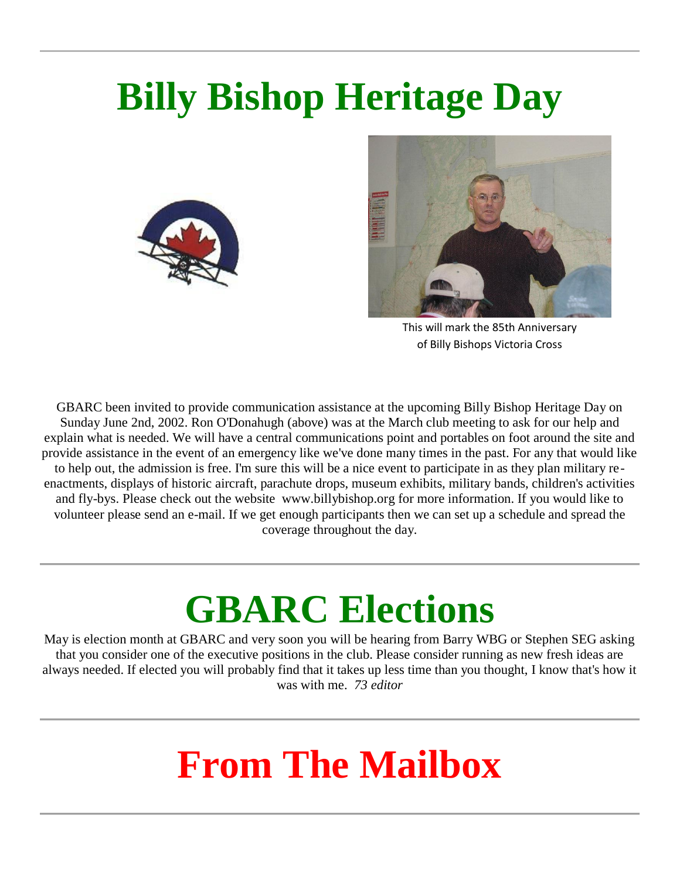# Billy Bishop Heritage Day

This will mark the 85th Anniversary of Billy Bishops Victoria Cross

GBARC been invited to provide communication assistance at the upcoming Billy Bishop Heritage Day on Sunday June 2nd, 2002. Ron O'Donahugh (above) was at the March club meeting to ask for our help and explain what is needed. We will have a central communications point and portables on foot around the site and provide assistance in the event of an emergency like we've done many times in the past. For any that would like to help out, the admission is free. I'm sure this will be a nice event to participate in as they plan military re-enactments, displays of historic aircraft, parachute drops, museum exhibits, military bands, children's activities and fly-bys. Please check out the website www.billybishop.org for more information. If you would like to volunteer please send an e-mail. If we get enough participants then we can set up a schedule and spread the coverage throughout the day.

# GBARC Elections

May is election month at GBARC and very soon you will be hearing from Barry WBG or Stephen SEG asking that you consider one of the executive positions in the club. Please consider running as new fresh ideas are always needed. If elected you will probably find that it takes up less time than you thought, I know that's how it was with me. *73 editor*

# From The Mailbox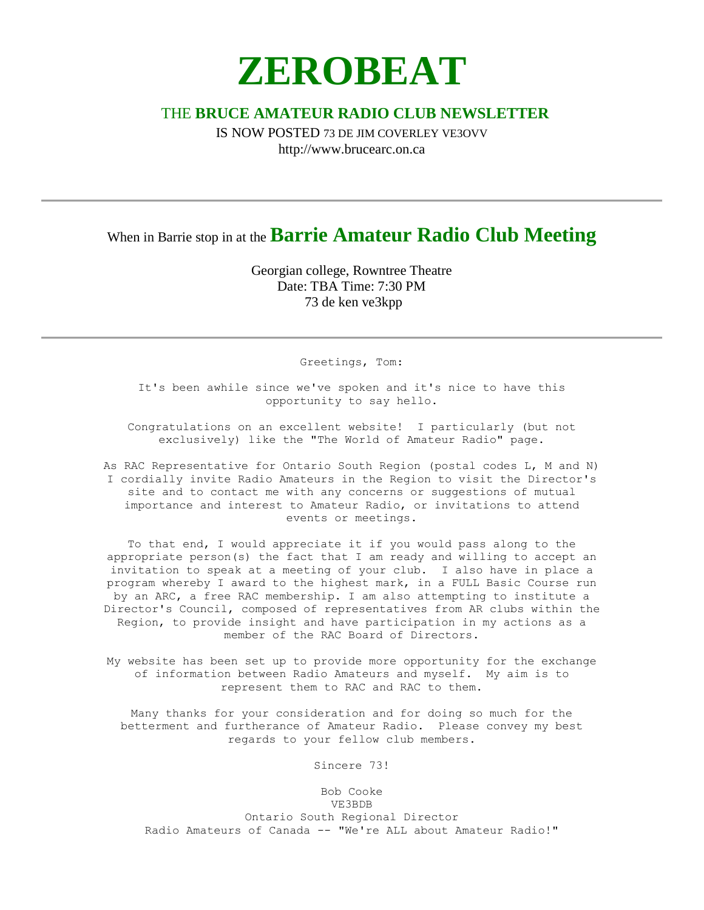# ZEROBEAT

## THE **BRUCE AMATEUR RADIO CLUB NEWSLETTER**

IS NOW POSTED 73 DE JIM COVERLEY VE3OVV
http://www.brucearc.on.ca

---

When in Barrie stop in at the **Barrie Amateur Radio Club Meeting**

Georgian college, Rowntree Theatre
Date: TBA Time: 7:30 PM
73 de ken ve3kpp

---

Greetings, Tom:

It's been awhile since we've spoken and it's nice to have this opportunity to say hello.

Congratulations on an excellent website! I particularly (but not exclusively) like the "The World of Amateur Radio" page.

As RAC Representative for Ontario South Region (postal codes L, M and N) I cordially invite Radio Amateurs in the Region to visit the Director's site and to contact me with any concerns or suggestions of mutual importance and interest to Amateur Radio, or invitations to attend events or meetings.

To that end, I would appreciate it if you would pass along to the appropriate person(s) the fact that I am ready and willing to accept an invitation to speak at a meeting of your club. I also have in place a program whereby I award to the highest mark, in a FULL Basic Course run by an ARC, a free RAC membership. I am also attempting to institute a Director's Council, composed of representatives from AR clubs within the Region, to provide insight and have participation in my actions as a member of the RAC Board of Directors.

My website has been set up to provide more opportunity for the exchange of information between Radio Amateurs and myself. My aim is to represent them to RAC and RAC to them.

Many thanks for your consideration and for doing so much for the betterment and furtherance of Amateur Radio. Please convey my best regards to your fellow club members.

Sincere 73!

Bob Cooke
VE3BDB
Ontario South Regional Director
Radio Amateurs of Canada -- "We're ALL about Amateur Radio!"